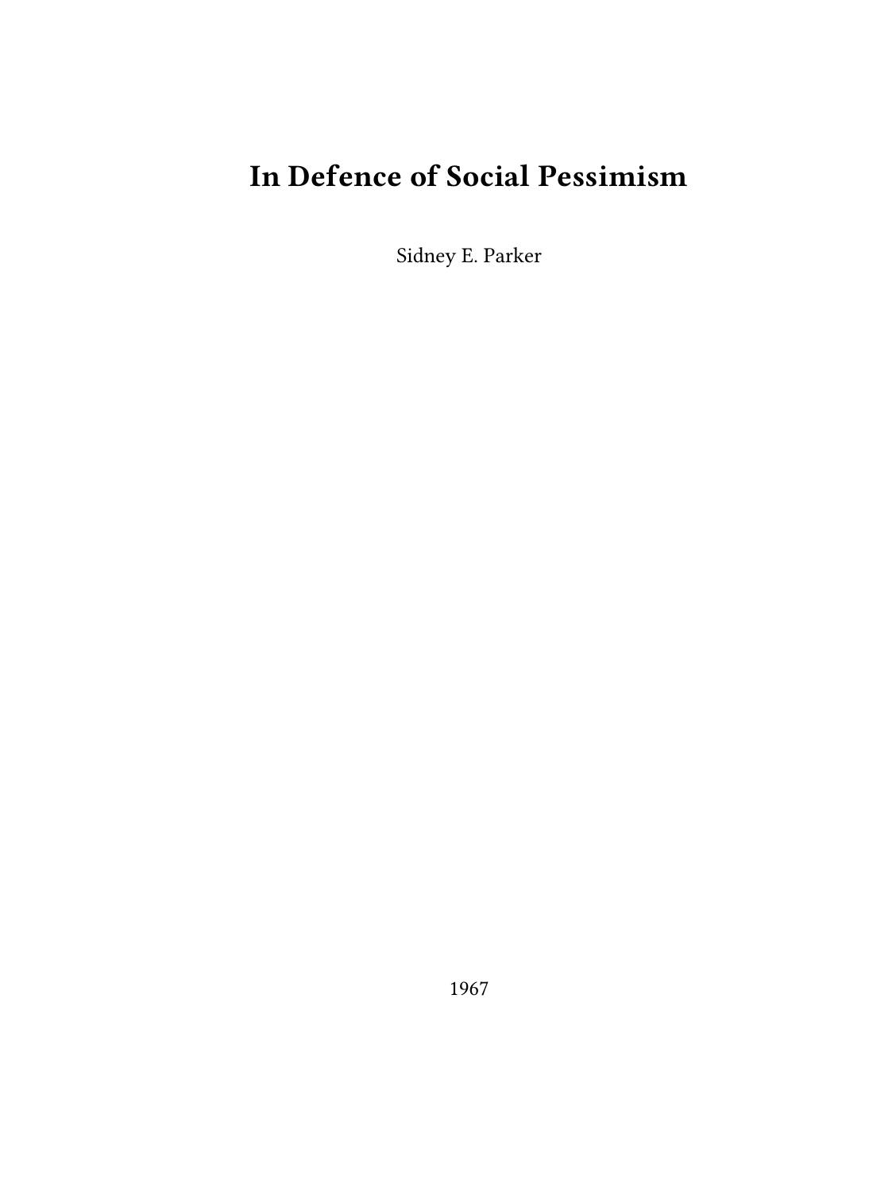# In Defence of Social Pessimism

Sidney E. Parker

1967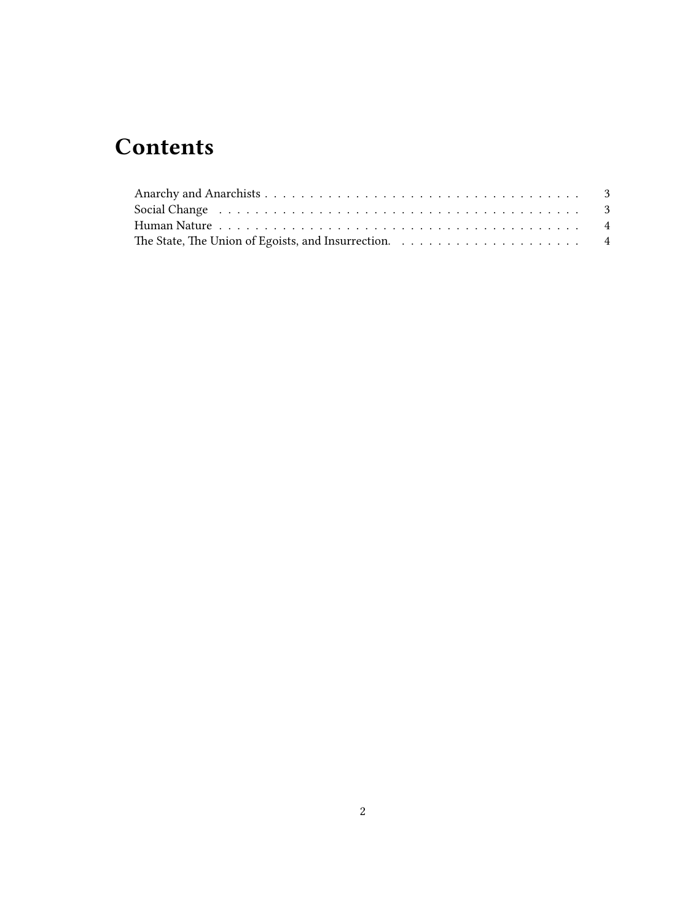# Contents

Anarchy and Anarchists . . . . . . . . . . . . . . . . . . . . . . . . . . . . . . . . . . . 3
Social Change . . . . . . . . . . . . . . . . . . . . . . . . . . . . . . . . . . . . . . . . 3
Human Nature . . . . . . . . . . . . . . . . . . . . . . . . . . . . . . . . . . . . . . . . 4
The State, The Union of Egoists, and Insurrection. . . . . . . . . . . . . . . . . . . . . 4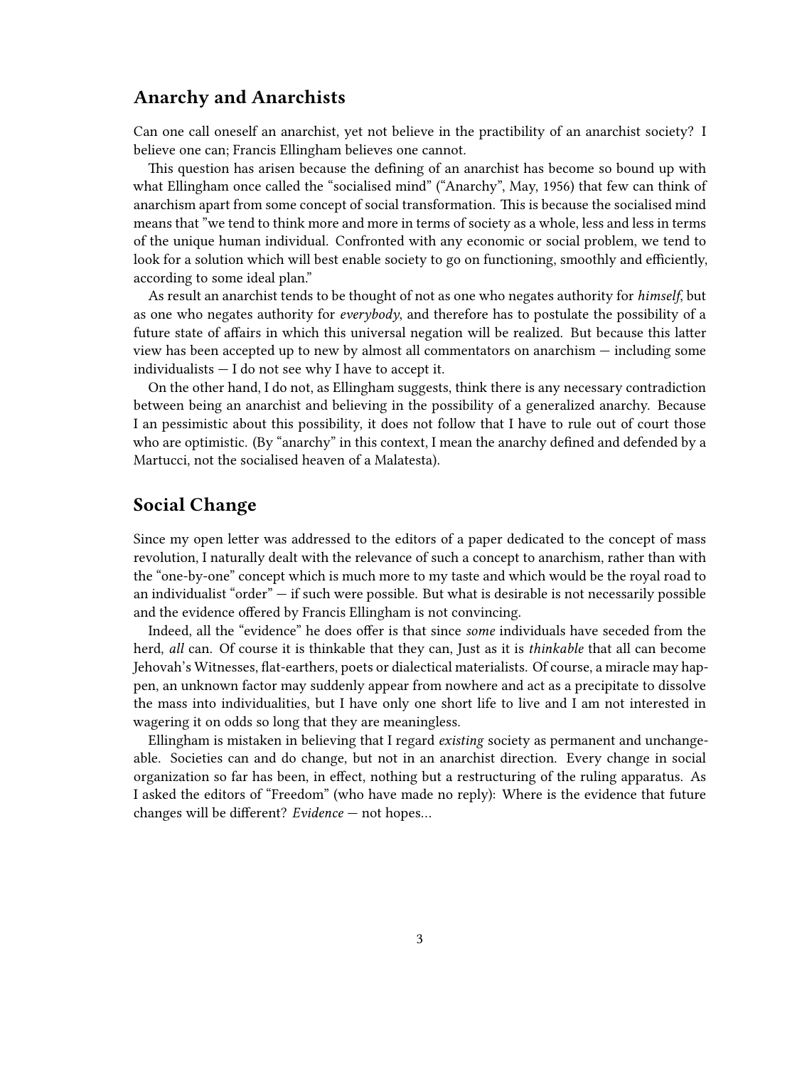## Anarchy and Anarchists

Can one call oneself an anarchist, yet not believe in the practibility of an anarchist society? I believe one can; Francis Ellingham believes one cannot.

This question has arisen because the defining of an anarchist has become so bound up with what Ellingham once called the "socialised mind" ("Anarchy", May, 1956) that few can think of anarchism apart from some concept of social transformation. This is because the socialised mind means that "we tend to think more and more in terms of society as a whole, less and less in terms of the unique human individual. Confronted with any economic or social problem, we tend to look for a solution which will best enable society to go on functioning, smoothly and efficiently, according to some ideal plan."

As result an anarchist tends to be thought of not as one who negates authority for *himself*, but as one who negates authority for *everybody*, and therefore has to postulate the possibility of a future state of affairs in which this universal negation will be realized. But because this latter view has been accepted up to new by almost all commentators on anarchism — including some individualists — I do not see why I have to accept it.

On the other hand, I do not, as Ellingham suggests, think there is any necessary contradiction between being an anarchist and believing in the possibility of a generalized anarchy. Because I an pessimistic about this possibility, it does not follow that I have to rule out of court those who are optimistic. (By "anarchy" in this context, I mean the anarchy defined and defended by a Martucci, not the socialised heaven of a Malatesta).

## Social Change

Since my open letter was addressed to the editors of a paper dedicated to the concept of mass revolution, I naturally dealt with the relevance of such a concept to anarchism, rather than with the "one-by-one" concept which is much more to my taste and which would be the royal road to an individualist "order" — if such were possible. But what is desirable is not necessarily possible and the evidence offered by Francis Ellingham is not convincing.

Indeed, all the "evidence" he does offer is that since *some* individuals have seceded from the herd, *all* can. Of course it is thinkable that they can, Just as it is *thinkable* that all can become Jehovah's Witnesses, flat-earthers, poets or dialectical materialists. Of course, a miracle may happen, an unknown factor may suddenly appear from nowhere and act as a precipitate to dissolve the mass into individualities, but I have only one short life to live and I am not interested in wagering it on odds so long that they are meaningless.

Ellingham is mistaken in believing that I regard *existing* society as permanent and unchangeable. Societies can and do change, but not in an anarchist direction. Every change in social organization so far has been, in effect, nothing but a restructuring of the ruling apparatus. As I asked the editors of "Freedom" (who have made no reply): Where is the evidence that future changes will be different? *Evidence* — not hopes…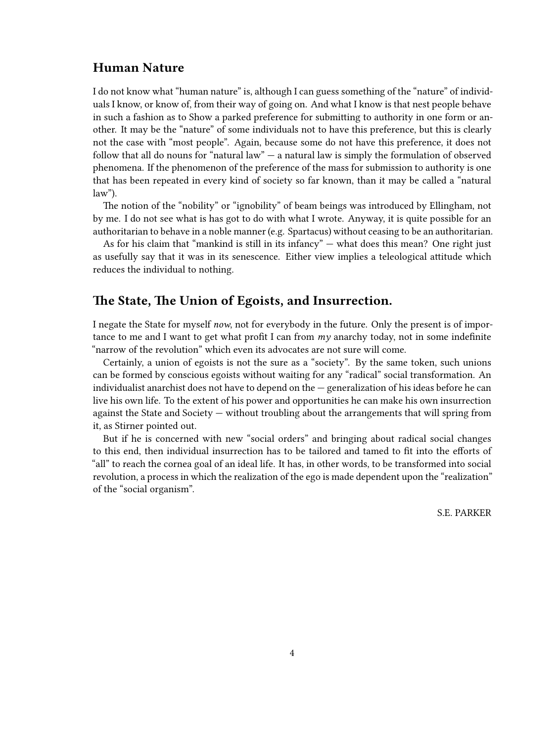## Human Nature

I do not know what "human nature" is, although I can guess something of the "nature" of individuals I know, or know of, from their way of going on. And what I know is that nest people behave in such a fashion as to Show a parked preference for submitting to authority in one form or another. It may be the "nature" of some individuals not to have this preference, but this is clearly not the case with "most people". Again, because some do not have this preference, it does not follow that all do nouns for "natural law" — a natural law is simply the formulation of observed phenomena. If the phenomenon of the preference of the mass for submission to authority is one that has been repeated in every kind of society so far known, than it may be called a "natural law").

The notion of the "nobility" or "ignobility" of beam beings was introduced by Ellingham, not by me. I do not see what is has got to do with what I wrote. Anyway, it is quite possible for an authoritarian to behave in a noble manner (e.g. Spartacus) without ceasing to be an authoritarian.

As for his claim that "mankind is still in its infancy" — what does this mean? One right just as usefully say that it was in its senescence. Either view implies a teleological attitude which reduces the individual to nothing.

## The State, The Union of Egoists, and Insurrection.

I negate the State for myself *now*, not for everybody in the future. Only the present is of importance to me and I want to get what profit I can from *my* anarchy today, not in some indefinite "narrow of the revolution" which even its advocates are not sure will come.

Certainly, a union of egoists is not the sure as a "society". By the same token, such unions can be formed by conscious egoists without waiting for any "radical" social transformation. An individualist anarchist does not have to depend on the — generalization of his ideas before he can live his own life. To the extent of his power and opportunities he can make his own insurrection against the State and Society — without troubling about the arrangements that will spring from it, as Stirner pointed out.

But if he is concerned with new "social orders" and bringing about radical social changes to this end, then individual insurrection has to be tailored and tamed to fit into the efforts of "all" to reach the cornea goal of an ideal life. It has, in other words, to be transformed into social revolution, a process in which the realization of the ego is made dependent upon the "realization" of the "social organism".

S.E. PARKER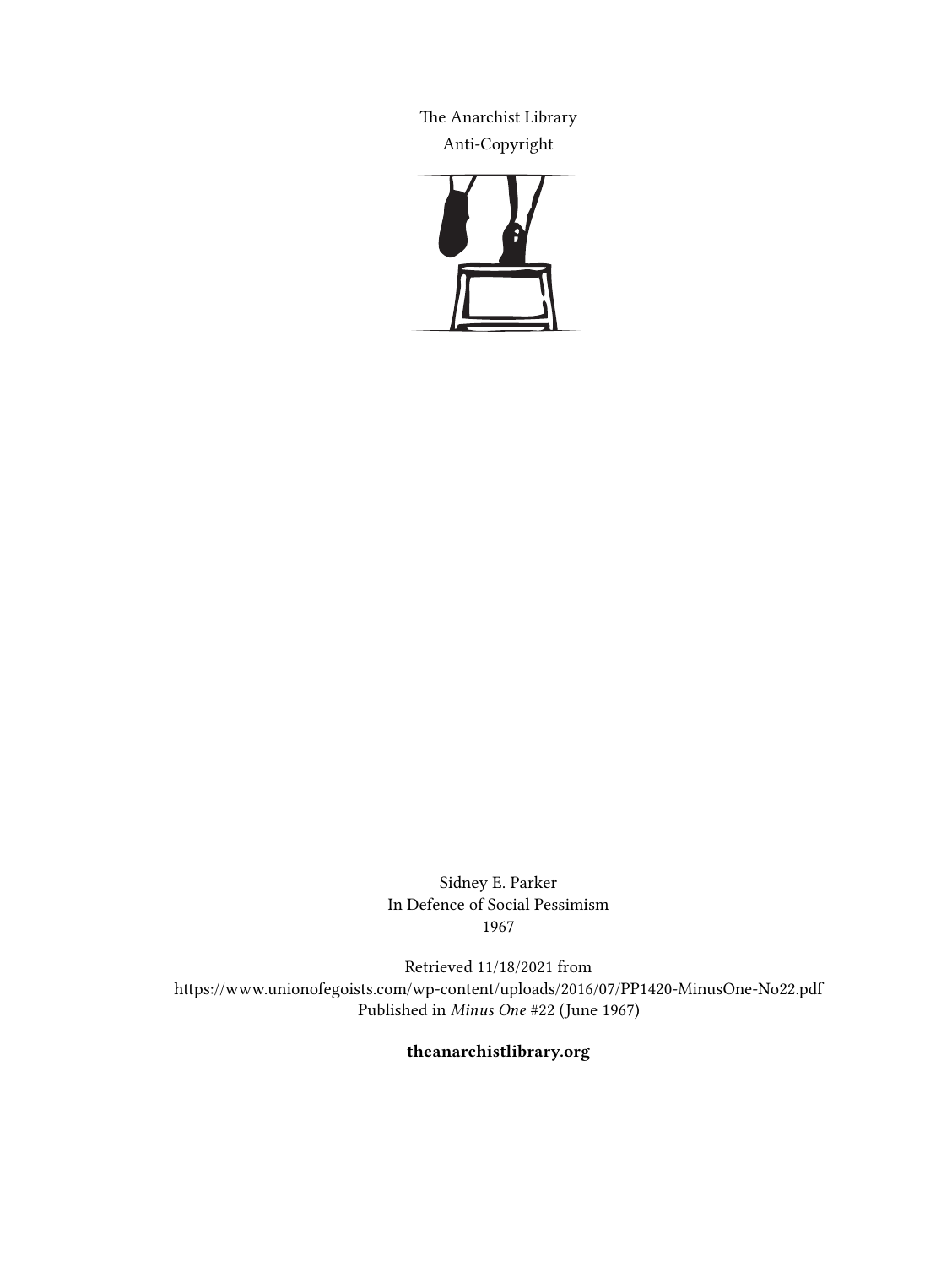The Anarchist Library
Anti-Copyright

Sidney E. Parker
In Defence of Social Pessimism
1967

Retrieved 11/18/2021 from
https://www.unionofegoists.com/wp-content/uploads/2016/07/PP1420-MinusOne-No22.pdf
Published in *Minus One* #22 (June 1967)

**theanarchistlibrary.org**